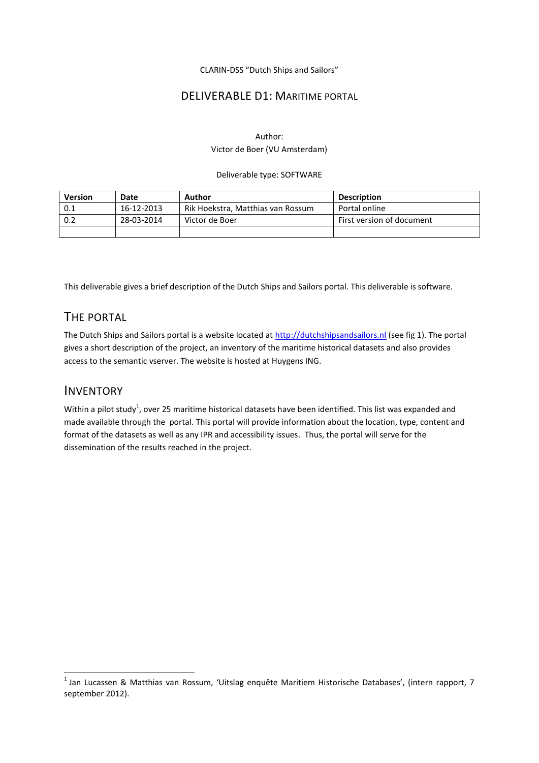CLARIN-DSS "Dutch Ships and Sailors"

# DELIVERABLE D1: MARITIME PORTAL

Author:
Victor de Boer (VU Amsterdam)

Deliverable type: SOFTWARE

| Version | Date | Author | Description |
|---|---|---|---|
| 0.1 | 16-12-2013 | Rik Hoekstra, Matthias van Rossum | Portal online |
| 0.2 | 28-03-2014 | Victor de Boer | First version of document |
| | | | |

This deliverable gives a brief description of the Dutch Ships and Sailors portal. This deliverable is software.

## THE PORTAL

The Dutch Ships and Sailors portal is a website located at http://dutchshipsandsailors.nl (see fig 1). The portal gives a short description of the project, an inventory of the maritime historical datasets and also provides access to the semantic vserver. The website is hosted at Huygens ING.

## INVENTORY

Within a pilot study[1], over 25 maritime historical datasets have been identified. This list was expanded and made available through the portal. This portal will provide information about the location, type, content and format of the datasets as well as any IPR and accessibility issues. Thus, the portal will serve for the dissemination of the results reached in the project.

[1] Jan Lucassen & Matthias van Rossum, 'Uitslag enquête Maritiem Historische Databases', (intern rapport, 7 september 2012).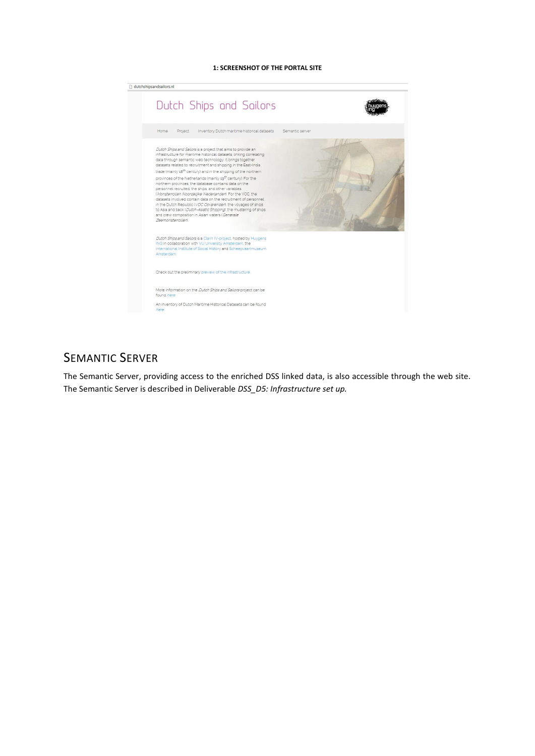**1: SCREENSHOT OF THE PORTAL SITE**

dutchshipsandsailors.nl

Dutch Ships and Sailors

Home Project Inventory Dutch maritime historical datasets Semantic server

*Dutch Ships and Sailors* is a project that aims to provide an infrastructure for maritime historical datasets, linking correlating data through semantic web technology. It brings together datasets related to recruitment and shipping in the East-India trade (mainly 18th century) and in the shipping of the northern provinces of the Netherlands (mainly 19th century). For the northern provinces, the database contains data on the personnel recruited, the ships, and other variables (*Monsterrollen Noordelijke Nederlanden*). For the VOC, the datasets involved contain data on the recruitment of personnel in the Dutch Republic (*VOC Opvarenden*), the voyages of ships to Asia and back (*Dutch-Asiatic Shipping*), the mustering of ships and crew composition in Asian waters (*Generale Zeemonsterrollen*).

*Dutch Ships and Sailors* is a Clarin IV-project, hosted by Huygens ING in collaboration with VU University Amsterdam, the International Institute of Social History and Scheepvaartmuseum Amsterdam.

Check out the preliminary preview of the infrastructure.

More information on the *Dutch Ships and Sailors*-project can be found here.

An inventory of Dutch Maritime Historical Datasets can be found here.

## SEMANTIC SERVER

The Semantic Server, providing access to the enriched DSS linked data, is also accessible through the web site. The Semantic Server is described in Deliverable *DSS_D5: Infrastructure set up.*